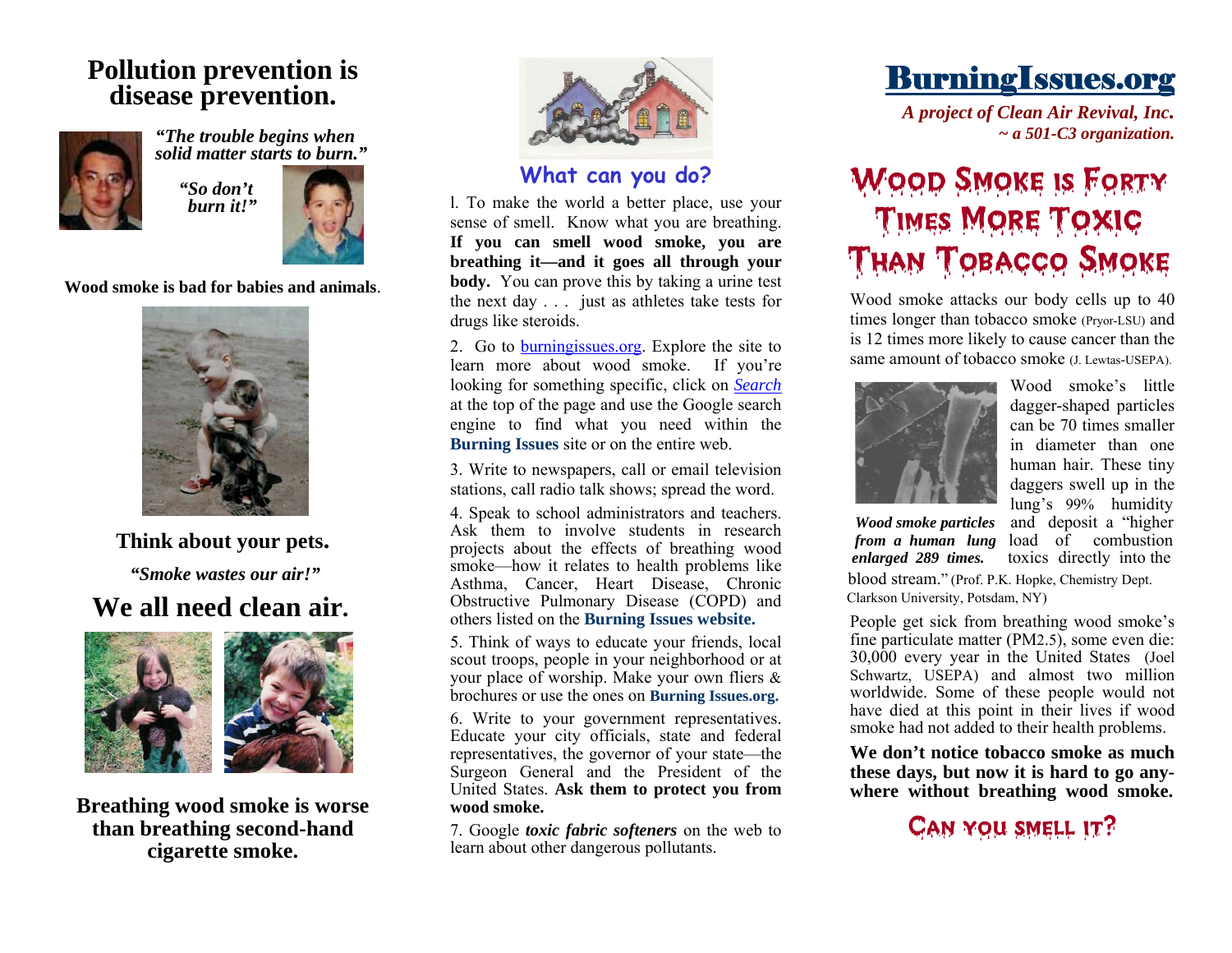# Pollution prevention is disease prevention.

*"The trouble begins when solid matter starts to burn."*

*"So don't burn it!"*

**Wood smoke is bad for babies and animals**.

**Think about your pets.**

***"Smoke wastes our air!"***

## We all need clean air.

**Breathing wood smoke is worse than breathing second-hand cigarette smoke.**

## What can you do?

1. To make the world a better place, use your sense of smell. Know what you are breathing. **If you can smell wood smoke, you are breathing it—and it goes all through your body.** You can prove this by taking a urine test the next day . . . just as athletes take tests for drugs like steroids.

2. Go to burningissues.org. Explore the site to learn more about wood smoke. If you're looking for something specific, click on *Search* at the top of the page and use the Google search engine to find what you need within the **Burning Issues** site or on the entire web.

3. Write to newspapers, call or email television stations, call radio talk shows; spread the word.

4. Speak to school administrators and teachers. Ask them to involve students in research projects about the effects of breathing wood smoke—how it relates to health problems like Asthma, Cancer, Heart Disease, Chronic Obstructive Pulmonary Disease (COPD) and others listed on the **Burning Issues website.**

5. Think of ways to educate your friends, local scout troops, people in your neighborhood or at your place of worship. Make your own fliers & brochures or use the ones on **Burning Issues.org.**

6. Write to your government representatives. Educate your city officials, state and federal representatives, the governor of your state—the Surgeon General and the President of the United States. **Ask them to protect you from wood smoke.**

7. Google ***toxic fabric softeners*** on the web to learn about other dangerous pollutants.

# BurningIssues.org

***A project of Clean Air Revival, Inc. ~ a 501-C3 organization.***

# Wood Smoke is Forty Times More Toxic Than Tobacco Smoke

Wood smoke attacks our body cells up to 40 times longer than tobacco smoke (Pryor-LSU) and is 12 times more likely to cause cancer than the same amount of tobacco smoke (J. Lewtas-USEPA).

Wood smoke's little dagger-shaped particles can be 70 times smaller in diameter than one human hair. These tiny daggers swell up in the lung's 99% humidity and deposit a "higher load of combustion toxics directly into the blood stream." (Prof. P.K. Hopke, Chemistry Dept. Clarkson University, Potsdam, NY)

***Wood smoke particles from a human lung enlarged 289 times.***

People get sick from breathing wood smoke's fine particulate matter (PM2.5), some even die: 30,000 every year in the United States (Joel Schwartz, USEPA) and almost two million worldwide. Some of these people would not have died at this point in their lives if wood smoke had not added to their health problems.

**We don't notice tobacco smoke as much these days, but now it is hard to go anywhere without breathing wood smoke.**

## Can you smell it?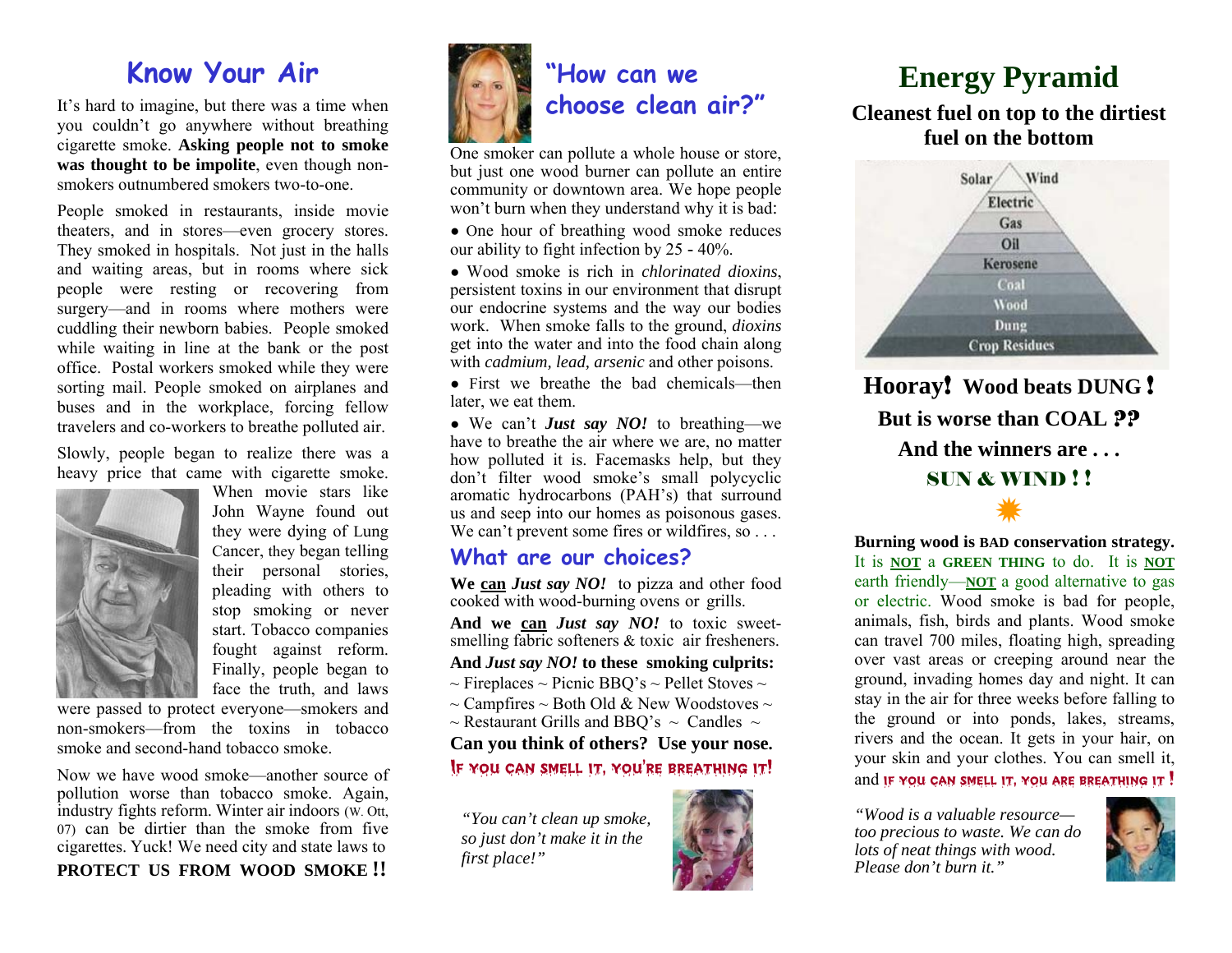## Know Your Air

It's hard to imagine, but there was a time when you couldn't go anywhere without breathing cigarette smoke. **Asking people not to smoke was thought to be impolite**, even though non-smokers outnumbered smokers two-to-one.

People smoked in restaurants, inside movie theaters, and in stores—even grocery stores. They smoked in hospitals. Not just in the halls and waiting areas, but in rooms where sick people were resting or recovering from surgery—and in rooms where mothers were cuddling their newborn babies. People smoked while waiting in line at the bank or the post office. Postal workers smoked while they were sorting mail. People smoked on airplanes and buses and in the workplace, forcing fellow travelers and co-workers to breathe polluted air.

Slowly, people began to realize there was a heavy price that came with cigarette smoke. When movie stars like John Wayne found out they were dying of Lung Cancer, they began telling their personal stories, pleading with others to stop smoking or never start. Tobacco companies fought against reform. Finally, people began to face the truth, and laws were passed to protect everyone—smokers and non-smokers—from the toxins in tobacco smoke and second-hand tobacco smoke.

Now we have wood smoke—another source of pollution worse than tobacco smoke. Again, industry fights reform. Winter air indoors (W. Ott, 07) can be dirtier than the smoke from five cigarettes. Yuck! We need city and state laws to **PROTECT US FROM WOOD SMOKE !!**

## "How can we choose clean air?"

One smoker can pollute a whole house or store, but just one wood burner can pollute an entire community or downtown area. We hope people won't burn when they understand why it is bad:

- One hour of breathing wood smoke reduces our ability to fight infection by 25 - 40%.
- Wood smoke is rich in *chlorinated dioxins*, persistent toxins in our environment that disrupt our endocrine systems and the way our bodies work. When smoke falls to the ground, *dioxins* get into the water and into the food chain along with *cadmium, lead, arsenic* and other poisons.
- First we breathe the bad chemicals—then later, we eat them.
- We can't ***Just say NO!*** to breathing—we have to breathe the air where we are, no matter how polluted it is. Facemasks help, but they don't filter wood smoke's small polycyclic aromatic hydrocarbons (PAH's) that surround us and seep into our homes as poisonous gases. We can't prevent some fires or wildfires, so . . .

### What are our choices?

**We can *Just say NO!*** to pizza and other food cooked with wood-burning ovens or grills.

**And we can *Just say NO!*** to toxic sweet-smelling fabric softeners & toxic air fresheners.

**And *Just say NO!* to these smoking culprits:**

~ Fireplaces ~ Picnic BBQ's ~ Pellet Stoves ~
~ Campfires ~ Both Old & New Woodstoves ~
~ Restaurant Grills and BBQ's ~ Candles ~

**Can you think of others? Use your nose.**

**IF YOU CAN SMELL IT, YOU'RE BREATHING IT!**

*"You can't clean up smoke, so just don't make it in the first place!"*

## Energy Pyramid

**Cleanest fuel on top to the dirtiest fuel on the bottom**

Solar / Wind
Electric
Gas
Oil
Kerosene
Coal
Wood
Dung
Crop Residues

**Hooray! Wood beats DUNG !**

**But is worse than COAL ??**

**And the winners are . . .**

**SUN & WIND ! !**

**Burning wood is BAD conservation strategy.** It is **NOT** a **GREEN THING** to do. It is **NOT** earth friendly—**NOT** a good alternative to gas or electric. Wood smoke is bad for people, animals, fish, birds and plants. Wood smoke can travel 700 miles, floating high, spreading over vast areas or creeping around near the ground, invading homes day and night. It can stay in the air for three weeks before falling to the ground or into ponds, lakes, streams, rivers and the ocean. It gets in your hair, on your skin and your clothes. You can smell it, and **IF YOU CAN SMELL IT, YOU ARE BREATHING IT !**

*"Wood is a valuable resource—too precious to waste. We can do lots of neat things with wood. Please don't burn it."*